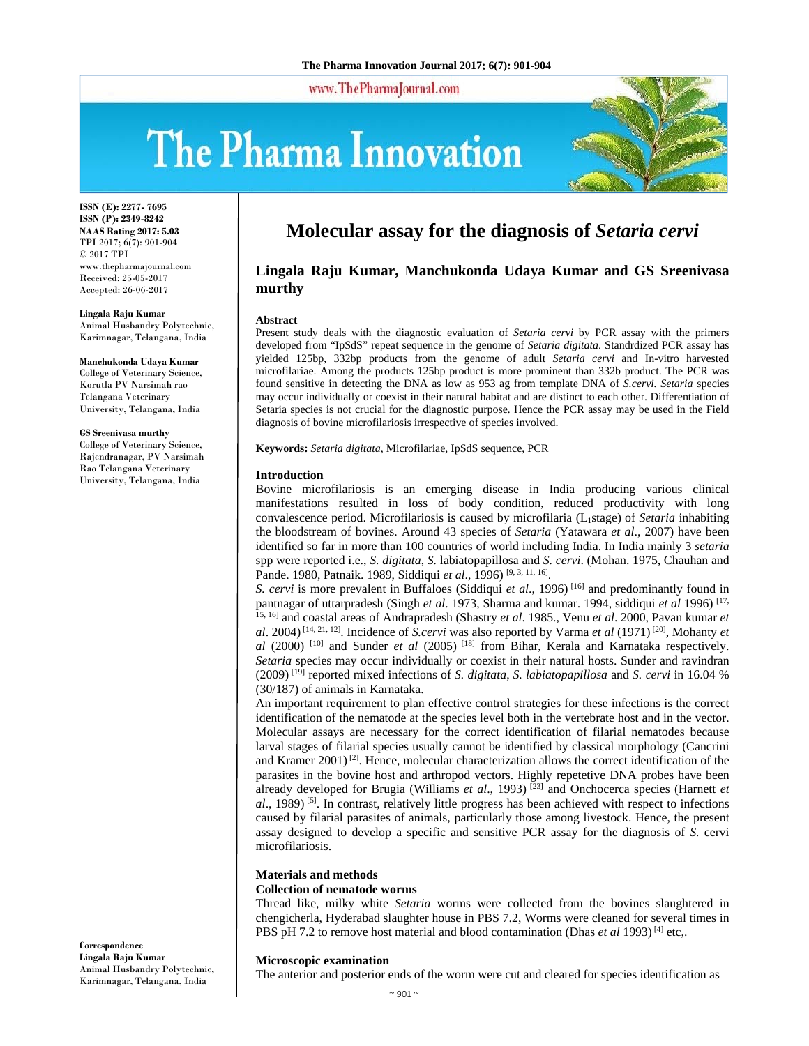# Molecular assay for the diagnosis of *Setaria cervi*

**Lingala Raju Kumar, Manchukonda Udaya Kumar and GS Sreenivasa murthy**

ISSN (E): 2277- 7695
ISSN (P): 2349-8242
NAAS Rating 2017: 5.03
TPI 2017; 6(7): 901-904
© 2017 TPI
www.thepharmajournal.com
Received: 25-05-2017
Accepted: 26-06-2017

**Lingala Raju Kumar**
Animal Husbandry Polytechnic, Karimnagar, Telangana, India

**Manchukonda Udaya Kumar**
College of Veterinary Science, Korutla PV Narsimah rao Telangana Veterinary University, Telangana, India

**GS Sreenivasa murthy**
College of Veterinary Science, Rajendranagar, PV Narsimah Rao Telangana Veterinary University, Telangana, India

**Correspondence**
**Lingala Raju Kumar**
Animal Husbandry Polytechnic, Karimnagar, Telangana, India

### Abstract

Present study deals with the diagnostic evaluation of *Setaria cervi* by PCR assay with the primers developed from "IpSdS" repeat sequence in the genome of *Setaria digitata*. Standrdized PCR assay has yielded 125bp, 332bp products from the genome of adult *Setaria cervi* and In-vitro harvested microfilariae. Among the products 125bp product is more prominent than 332b product. The PCR was found sensitive in detecting the DNA as low as 953 ag from template DNA of *S.cervi. Setaria* species may occur individually or coexist in their natural habitat and are distinct to each other. Differentiation of Setaria species is not crucial for the diagnostic purpose. Hence the PCR assay may be used in the Field diagnosis of bovine microfilariosis irrespective of species involved.

**Keywords:** *Setaria digitata*, Microfilariae, IpSdS sequence, PCR

### Introduction

Bovine microfilariosis is an emerging disease in India producing various clinical manifestations resulted in loss of body condition, reduced productivity with long convalescence period. Microfilariosis is caused by microfilaria ($L_1$stage) of *Setaria* inhabiting the bloodstream of bovines. Around 43 species of *Setaria* (Yatawara *et al*., 2007) have been identified so far in more than 100 countries of world including India. In India mainly 3 *setaria* spp were reported i.e., *S. digitata*, *S.* labiatopapillosa and *S. cervi*. (Mohan. 1975, Chauhan and Pande. 1980, Patnaik. 1989, Siddiqui *et al*., 1996) [9, 3, 11, 16].

*S. cervi* is more prevalent in Buffaloes (Siddiqui *et al*., 1996) [16] and predominantly found in pantnagar of uttarpradesh (Singh *et al*. 1973, Sharma and kumar. 1994, siddiqui *et al* 1996) [17, 15, 16] and coastal areas of Andrapradesh (Shastry *et al*. 1985., Venu *et al*. 2000, Pavan kumar *et al*. 2004) [14, 21, 12]. Incidence of *S.cervi* was also reported by Varma *et al* (1971) [20], Mohanty *et al* (2000) [10] and Sunder *et al* (2005) [18] from Bihar, Kerala and Karnataka respectively. *Setaria* species may occur individually or coexist in their natural hosts. Sunder and ravindran (2009) [19] reported mixed infections of *S. digitata, S. labiatopapillosa* and *S. cervi* in 16.04 % (30/187) of animals in Karnataka.

An important requirement to plan effective control strategies for these infections is the correct identification of the nematode at the species level both in the vertebrate host and in the vector. Molecular assays are necessary for the correct identification of filarial nematodes because larval stages of filarial species usually cannot be identified by classical morphology (Cancrini and Kramer 2001) [2]. Hence, molecular characterization allows the correct identification of the parasites in the bovine host and arthropod vectors. Highly repetetive DNA probes have been already developed for Brugia (Williams *et al*., 1993) [23] and Onchocerca species (Harnett *et al*., 1989) [5]. In contrast, relatively little progress has been achieved with respect to infections caused by filarial parasites of animals, particularly those among livestock. Hence, the present assay designed to develop a specific and sensitive PCR assay for the diagnosis of *S.* cervi microfilariosis.

### Materials and methods

#### Collection of nematode worms

Thread like, milky white *Setaria* worms were collected from the bovines slaughtered in chengicherla, Hyderabad slaughter house in PBS 7.2, Worms were cleaned for several times in PBS pH 7.2 to remove host material and blood contamination (Dhas *et al* 1993) [4] etc,.

#### Microscopic examination

The anterior and posterior ends of the worm were cut and cleared for species identification as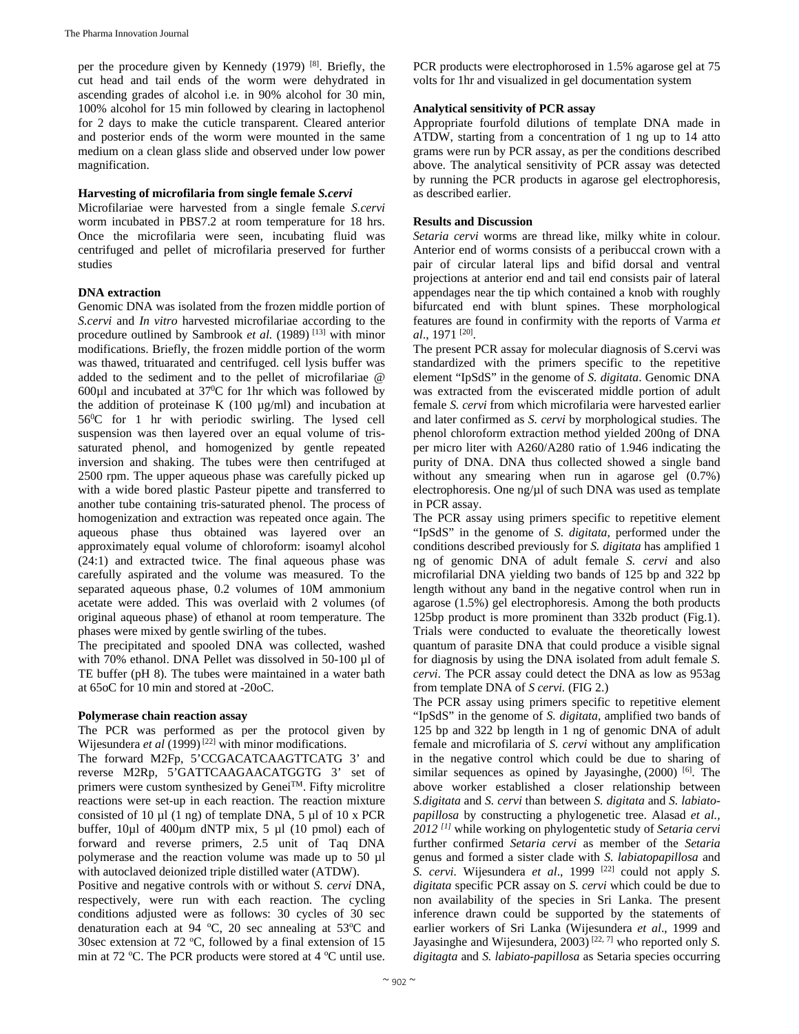per the procedure given by Kennedy (1979) [8]. Briefly, the cut head and tail ends of the worm were dehydrated in ascending grades of alcohol i.e. in 90% alcohol for 30 min, 100% alcohol for 15 min followed by clearing in lactophenol for 2 days to make the cuticle transparent. Cleared anterior and posterior ends of the worm were mounted in the same medium on a clean glass slide and observed under low power magnification.

**Harvesting of microfilaria from single female *S.cervi***

Microfilariae were harvested from a single female *S.cervi* worm incubated in PBS7.2 at room temperature for 18 hrs. Once the microfilaria were seen, incubating fluid was centrifuged and pellet of microfilaria preserved for further studies

**DNA extraction**

Genomic DNA was isolated from the frozen middle portion of *S.cervi* and *In vitro* harvested microfilariae according to the procedure outlined by Sambrook *et al.* (1989) [13] with minor modifications. Briefly, the frozen middle portion of the worm was thawed, trituarated and centrifuged. cell lysis buffer was added to the sediment and to the pellet of microfilariae @ 600µl and incubated at $37^0$C for 1hr which was followed by the addition of proteinase K (100 µg/ml) and incubation at $56^0$C for 1 hr with periodic swirling. The lysed cell suspension was then layered over an equal volume of tris-saturated phenol, and homogenized by gentle repeated inversion and shaking. The tubes were then centrifuged at 2500 rpm. The upper aqueous phase was carefully picked up with a wide bored plastic Pasteur pipette and transferred to another tube containing tris-saturated phenol. The process of homogenization and extraction was repeated once again. The aqueous phase thus obtained was layered over an approximately equal volume of chloroform: isoamyl alcohol (24:1) and extracted twice. The final aqueous phase was carefully aspirated and the volume was measured. To the separated aqueous phase, 0.2 volumes of 10M ammonium acetate were added. This was overlaid with 2 volumes (of original aqueous phase) of ethanol at room temperature. The phases were mixed by gentle swirling of the tubes.

The precipitated and spooled DNA was collected, washed with 70% ethanol. DNA Pellet was dissolved in 50-100 µl of TE buffer (pH 8). The tubes were maintained in a water bath at 65oC for 10 min and stored at -20oC.

**Polymerase chain reaction assay**

The PCR was performed as per the protocol given by Wijesundera *et al* (1999) [22] with minor modifications.

The forward M2Fp, 5'CCGACATCAAGTTCATG 3' and reverse M2Rp, 5'GATTCAAGAACATGGTG 3' set of primers were custom synthesized by Genei™. Fifty microlitre reactions were set-up in each reaction. The reaction mixture consisted of 10 µl (1 ng) of template DNA, 5 µl of 10 x PCR buffer, 10µl of 400µm dNTP mix, 5 µl (10 pmol) each of forward and reverse primers, 2.5 unit of Taq DNA polymerase and the reaction volume was made up to 50 µl with autoclaved deionized triple distilled water (ATDW).

Positive and negative controls with or without *S. cervi* DNA, respectively, were run with each reaction. The cycling conditions adjusted were as follows: 30 cycles of 30 sec denaturation each at 94 °C, 20 sec annealing at 53°C and 30sec extension at 72 °C, followed by a final extension of 15 min at 72 °C. The PCR products were stored at 4 °C until use. PCR products were electrophorosed in 1.5% agarose gel at 75 volts for 1hr and visualized in gel documentation system

**Analytical sensitivity of PCR assay**

Appropriate fourfold dilutions of template DNA made in ATDW, starting from a concentration of 1 ng up to 14 atto grams were run by PCR assay, as per the conditions described above. The analytical sensitivity of PCR assay was detected by running the PCR products in agarose gel electrophoresis, as described earlier.

**Results and Discussion**

*Setaria cervi* worms are thread like, milky white in colour. Anterior end of worms consists of a peribuccal crown with a pair of circular lateral lips and bifid dorsal and ventral projections at anterior end and tail end consists pair of lateral appendages near the tip which contained a knob with roughly bifurcated end with blunt spines. These morphological features are found in confirmity with the reports of Varma *et al*., 1971 [20].

The present PCR assay for molecular diagnosis of S.cervi was standardized with the primers specific to the repetitive element "IpSdS" in the genome of *S. digitata*. Genomic DNA was extracted from the eviscerated middle portion of adult female *S. cervi* from which microfilaria were harvested earlier and later confirmed as *S. cervi* by morphological studies. The phenol chloroform extraction method yielded 200ng of DNA per micro liter with A260/A280 ratio of 1.946 indicating the purity of DNA. DNA thus collected showed a single band without any smearing when run in agarose gel (0.7%) electrophoresis. One ng/µl of such DNA was used as template in PCR assay.

The PCR assay using primers specific to repetitive element "IpSdS" in the genome of *S. digitata*, performed under the conditions described previously for *S. digitata* has amplified 1 ng of genomic DNA of adult female *S. cervi* and also microfilarial DNA yielding two bands of 125 bp and 322 bp length without any band in the negative control when run in agarose (1.5%) gel electrophoresis. Among the both products 125bp product is more prominent than 332b product (Fig.1). Trials were conducted to evaluate the theoretically lowest quantum of parasite DNA that could produce a visible signal for diagnosis by using the DNA isolated from adult female *S. cervi*. The PCR assay could detect the DNA as low as 953ag from template DNA of *S cervi.* (FIG 2.)

The PCR assay using primers specific to repetitive element "IpSdS" in the genome of *S. digitata*, amplified two bands of 125 bp and 322 bp length in 1 ng of genomic DNA of adult female and microfilaria of *S. cervi* without any amplification in the negative control which could be due to sharing of similar sequences as opined by Jayasinghe, (2000) [6]. The above worker established a closer relationship between *S.digitata* and *S. cervi* than between *S. digitata* and *S. labiato-papillosa* by constructing a phylogenetic tree. Alasad *et al., 2012* [1] while working on phylogentetic study of *Setaria cervi* further confirmed *Setaria cervi* as member of the *Setaria* genus and formed a sister clade with *S. labiatopapillosa* and *S. cervi*. Wijesundera *et al*., 1999 [22] could not apply *S. digitata* specific PCR assay on *S. cervi* which could be due to non availability of the species in Sri Lanka. The present inference drawn could be supported by the statements of earlier workers of Sri Lanka (Wijesundera *et al*., 1999 and Jayasinghe and Wijesundera, 2003) [22, 7] who reported only *S. digitagta* and *S. labiato-papillosa* as Setaria species occurring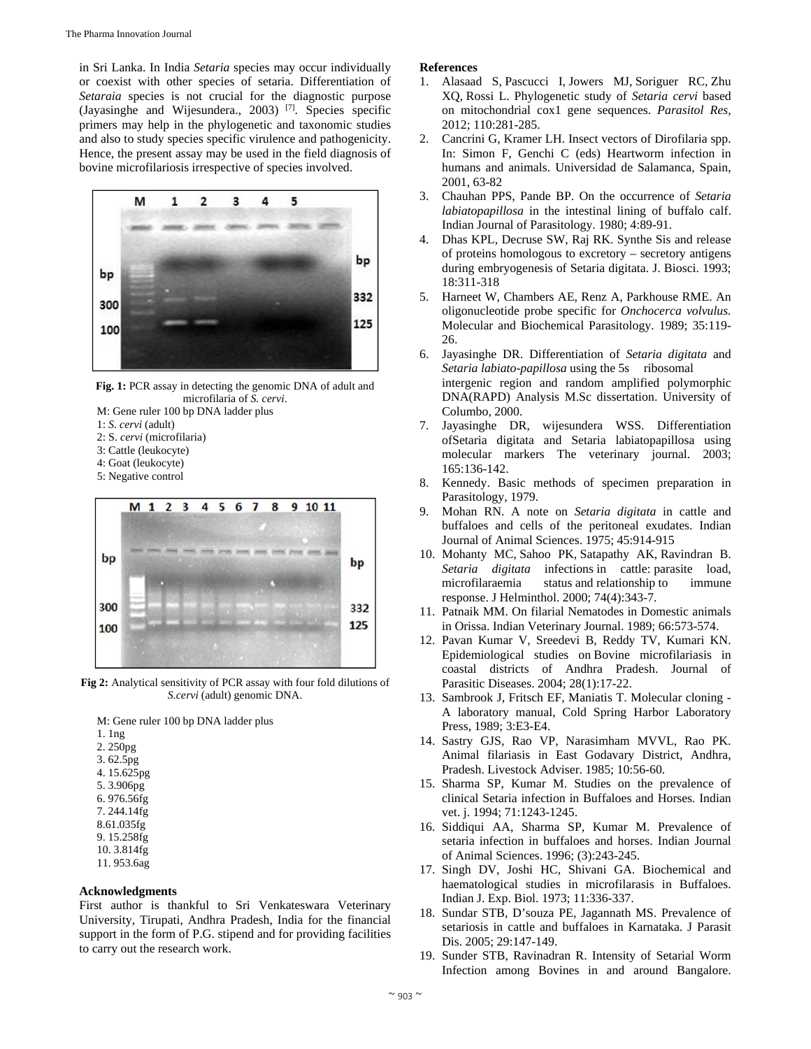in Sri Lanka. In India *Setaria* species may occur individually or coexist with other species of setaria. Differentiation of *Setaraia* species is not crucial for the diagnostic purpose (Jayasinghe and Wijesundera., 2003) [7]. Species specific primers may help in the phylogenetic and taxonomic studies and also to study species specific virulence and pathogenicity. Hence, the present assay may be used in the field diagnosis of bovine microfilariosis irrespective of species involved.

**Fig. 1:** PCR assay in detecting the genomic DNA of adult and microfilaria of *S. cervi*.

M: Gene ruler 100 bp DNA ladder plus
1: *S. cervi* (adult)
2: S. *cervi* (microfilaria)
3: Cattle (leukocyte)
4: Goat (leukocyte)
5: Negative control

**Fig 2:** Analytical sensitivity of PCR assay with four fold dilutions of *S.cervi* (adult) genomic DNA.

M: Gene ruler 100 bp DNA ladder plus
1. 1ng
2. 250pg
3. 62.5pg
4. 15.625pg
5. 3.906pg
6. 976.56fg
7. 244.14fg
8.61.035fg
9. 15.258fg
10. 3.814fg
11. 953.6ag

**Acknowledgments**

First author is thankful to Sri Venkateswara Veterinary University, Tirupati, Andhra Pradesh, India for the financial support in the form of P.G. stipend and for providing facilities to carry out the research work.

**References**

1. Alasaad S, Pascucci I, Jowers MJ, Soriguer RC, Zhu XQ, Rossi L. Phylogenetic study of *Setaria cervi* based on mitochondrial cox1 gene sequences. *Parasitol Res,* 2012; 110:281-285.
2. Cancrini G, Kramer LH. Insect vectors of Dirofilaria spp. In: Simon F, Genchi C (eds) Heartworm infection in humans and animals. Universidad de Salamanca, Spain, 2001, 63-82
3. Chauhan PPS, Pande BP. On the occurrence of *Setaria labiatopapillosa* in the intestinal lining of buffalo calf. Indian Journal of Parasitology. 1980; 4:89-91.
4. Dhas KPL, Decruse SW, Raj RK. Synthe Sis and release of proteins homologous to excretory – secretory antigens during embryogenesis of Setaria digitata. J. Biosci. 1993; 18:311-318
5. Harneet W, Chambers AE, Renz A, Parkhouse RME. An oligonucleotide probe specific for *Onchocerca volvulus.* Molecular and Biochemical Parasitology. 1989; 35:119-26.
6. Jayasinghe DR. Differentiation of *Setaria digitata* and *Setaria labiato-papillosa* using the 5s ribosomal intergenic region and random amplified polymorphic DNA(RAPD) Analysis M.Sc dissertation. University of Columbo, 2000.
7. Jayasinghe DR, wijesundera WSS. Differentiation ofSetaria digitata and Setaria labiatopapillosa using molecular markers The veterinary journal. 2003; 165:136-142.
8. Kennedy. Basic methods of specimen preparation in Parasitology, 1979.
9. Mohan RN. A note on *Setaria digitata* in cattle and buffaloes and cells of the peritoneal exudates. Indian Journal of Animal Sciences. 1975; 45:914-915
10. Mohanty MC, Sahoo PK, Satapathy AK, Ravindran B. *Setaria digitata* infections in cattle: parasite load, microfilaraemia status and relationship to immune response. J Helminthol. 2000; 74(4):343-7.
11. Patnaik MM. On filarial Nematodes in Domestic animals in Orissa. Indian Veterinary Journal. 1989; 66:573-574.
12. Pavan Kumar V, Sreedevi B, Reddy TV, Kumari KN. Epidemiological studies on Bovine microfilariasis in coastal districts of Andhra Pradesh. Journal of Parasitic Diseases. 2004; 28(1):17-22.
13. Sambrook J, Fritsch EF, Maniatis T. Molecular cloning - A laboratory manual, Cold Spring Harbor Laboratory Press, 1989; 3:E3-E4.
14. Sastry GJS, Rao VP, Narasimham MVVL, Rao PK. Animal filariasis in East Godavary District, Andhra, Pradesh. Livestock Adviser. 1985; 10:56-60.
15. Sharma SP, Kumar M. Studies on the prevalence of clinical Setaria infection in Buffaloes and Horses*.* Indian vet. j. 1994; 71:1243-1245.
16. Siddiqui AA, Sharma SP, Kumar M. Prevalence of setaria infection in buffaloes and horses. Indian Journal of Animal Sciences. 1996; (3):243-245.
17. Singh DV, Joshi HC, Shivani GA. Biochemical and haematological studies in microfilarasis in Buffaloes. Indian J. Exp. Biol. 1973; 11:336-337.
18. Sundar STB, D'souza PE, Jagannath MS. Prevalence of setariosis in cattle and buffaloes in Karnataka. J Parasit Dis. 2005; 29:147-149.
19. Sunder STB, Ravinadran R. Intensity of Setarial Worm Infection among Bovines in and around Bangalore.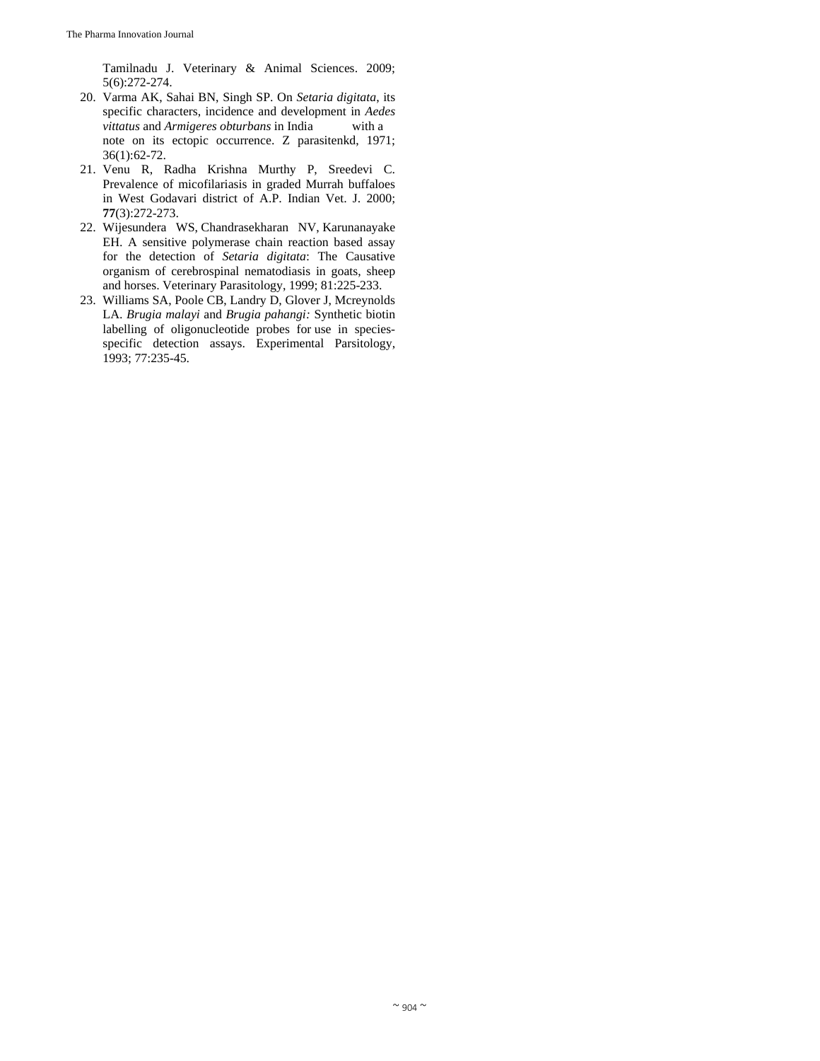Tamilnadu J. Veterinary & Animal Sciences. 2009; 5(6):272-274.

20. Varma AK, Sahai BN, Singh SP. On *Setaria digitata*, its specific characters, incidence and development in *Aedes vittatus* and *Armigeres obturbans* in India with a note on its ectopic occurrence. Z parasitenkd, 1971; 36(1):62-72.
21. Venu R, Radha Krishna Murthy P, Sreedevi C. Prevalence of micofilariasis in graded Murrah buffaloes in West Godavari district of A.P. Indian Vet. J. 2000; **77**(3):272-273.
22. Wijesundera WS, Chandrasekharan NV, Karunanayake EH. A sensitive polymerase chain reaction based assay for the detection of *Setaria digitata*: The Causative organism of cerebrospinal nematodiasis in goats, sheep and horses. Veterinary Parasitology, 1999; 81:225-233.
23. Williams SA, Poole CB, Landry D, Glover J, Mcreynolds LA. *Brugia malayi* and *Brugia pahangi:* Synthetic biotin labelling of oligonucleotide probes for use in species-specific detection assays. Experimental Parsitology, 1993; 77:235-45.